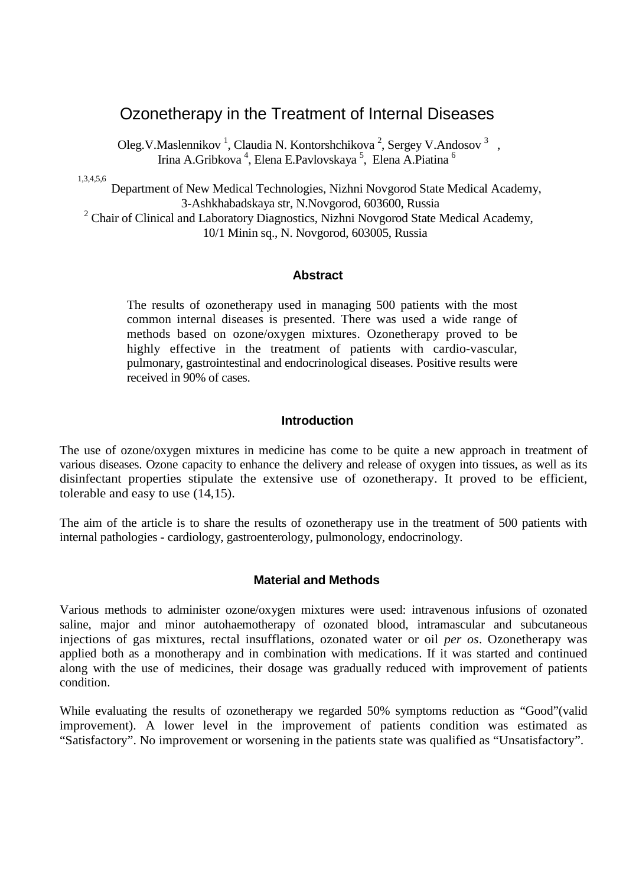# Ozonetherapy in the Treatment of Internal Diseases

Oleg.V.Maslennikov [1], Claudia N. Kontorshchikova [2], Sergey V.Andosov [3] , Irina A.Gribkova [4], Elena E.Pavlovskaya [5], Elena A.Piatina [6]

[1,3,4,5,6] Department of New Medical Technologies, Nizhni Novgorod State Medical Academy, 3-Ashkhabadskaya str, N.Novgorod, 603600, Russia

[2] Chair of Clinical and Laboratory Diagnostics, Nizhni Novgorod State Medical Academy, 10/1 Minin sq., N. Novgorod, 603005, Russia

## Abstract

The results of ozonetherapy used in managing 500 patients with the most common internal diseases is presented. There was used a wide range of methods based on ozone/oxygen mixtures. Ozonetherapy proved to be highly effective in the treatment of patients with cardio-vascular, pulmonary, gastrointestinal and endocrinological diseases. Positive results were received in 90% of cases.

## Introduction

The use of ozone/oxygen mixtures in medicine has come to be quite a new approach in treatment of various diseases. Ozone capacity to enhance the delivery and release of oxygen into tissues, as well as its disinfectant properties stipulate the extensive use of ozonetherapy. It proved to be efficient, tolerable and easy to use (14,15).

The aim of the article is to share the results of ozonetherapy use in the treatment of 500 patients with internal pathologies - cardiology, gastroenterology, pulmonology, endocrinology.

## Material and Methods

Various methods to administer ozone/oxygen mixtures were used: intravenous infusions of ozonated saline, major and minor autohaemotherapy of ozonated blood, intramascular and subcutaneous injections of gas mixtures, rectal insufflations, ozonated water or oil *per os*. Ozonetherapy was applied both as a monotherapy and in combination with medications. If it was started and continued along with the use of medicines, their dosage was gradually reduced with improvement of patients condition.

While evaluating the results of ozonetherapy we regarded 50% symptoms reduction as “Good”(valid improvement). A lower level in the improvement of patients condition was estimated as “Satisfactory”. No improvement or worsening in the patients state was qualified as “Unsatisfactory”.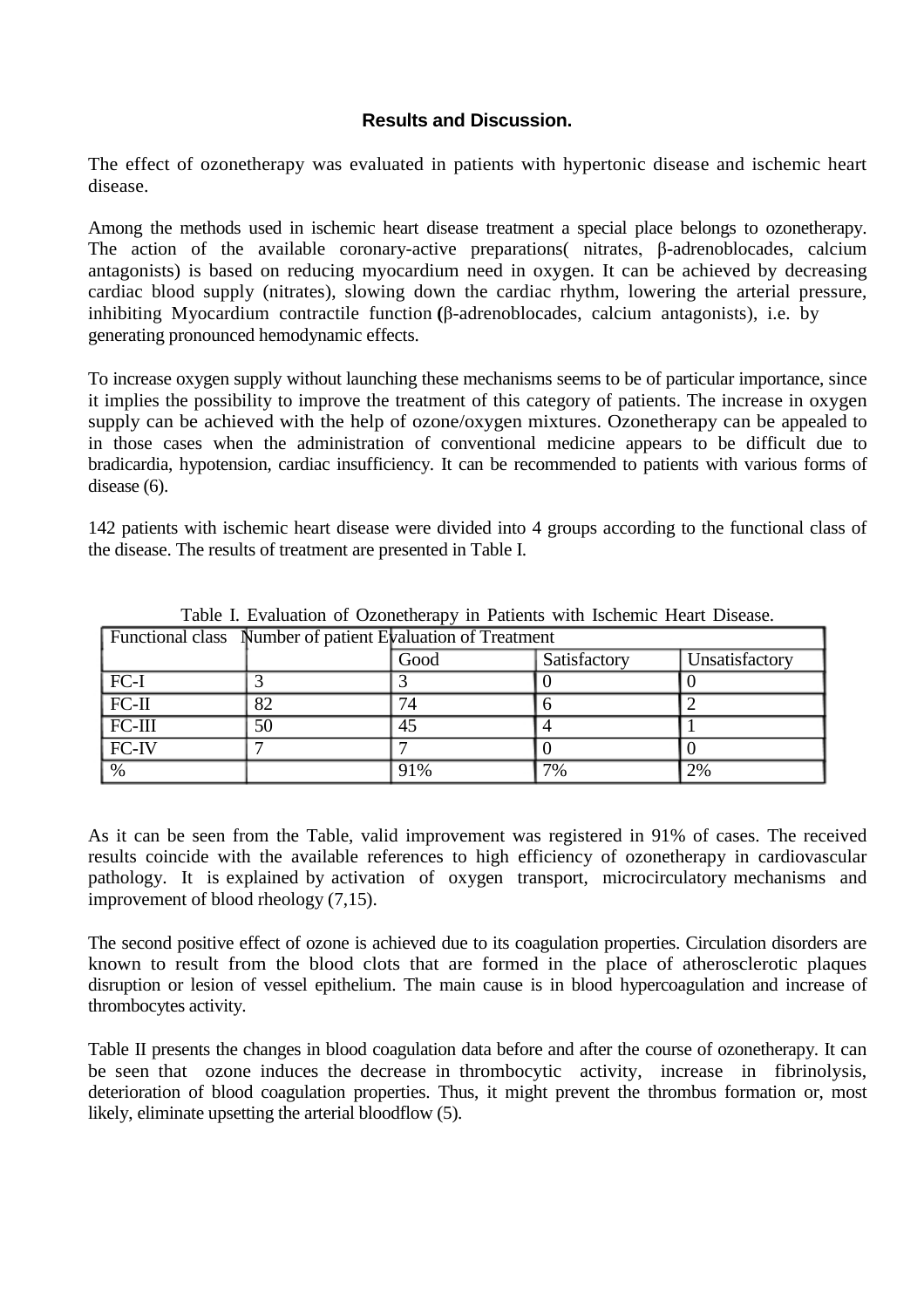### Results and Discussion.

The effect of ozonetherapy was evaluated in patients with hypertonic disease and ischemic heart disease.

Among the methods used in ischemic heart disease treatment a special place belongs to ozonetherapy. The action of the available coronary-active preparations( nitrates, β-adrenoblocades, calcium antagonists) is based on reducing myocardium need in oxygen. It can be achieved by decreasing cardiac blood supply (nitrates), slowing down the cardiac rhythm, lowering the arterial pressure, inhibiting Myocardium contractile function (β-adrenoblocades, calcium antagonists), i.e. by generating pronounced hemodynamic effects.

To increase oxygen supply without launching these mechanisms seems to be of particular importance, since it implies the possibility to improve the treatment of this category of patients. The increase in oxygen supply can be achieved with the help of ozone/oxygen mixtures. Ozonetherapy can be appealed to in those cases when the administration of conventional medicine appears to be difficult due to bradicardia, hypotension, cardiac insufficiency. It can be recommended to patients with various forms of disease (6).

142 patients with ischemic heart disease were divided into 4 groups according to the functional class of the disease. The results of treatment are presented in Table I.

Table I. Evaluation of Ozonetherapy in Patients with Ischemic Heart Disease.

| Functional class | Number of patient | Evaluation of Treatment | | |
|---|---|---|---|---|
| | | Good | Satisfactory | Unsatisfactory |
| FC-I | 3 | 3 | 0 | 0 |
| FC-II | 82 | 74 | 6 | 2 |
| FC-III | 50 | 45 | 4 | 1 |
| FC-IV | 7 | 7 | 0 | 0 |
| % | | 91% | 7% | 2% |

As it can be seen from the Table, valid improvement was registered in 91% of cases. The received results coincide with the available references to high efficiency of ozonetherapy in cardiovascular pathology. It is explained by activation of oxygen transport, microcirculatory mechanisms and improvement of blood rheology (7,15).

The second positive effect of ozone is achieved due to its coagulation properties. Circulation disorders are known to result from the blood clots that are formed in the place of atherosclerotic plaques disruption or lesion of vessel epithelium. The main cause is in blood hypercoagulation and increase of thrombocytes activity.

Table II presents the changes in blood coagulation data before and after the course of ozonetherapy. It can be seen that ozone induces the decrease in thrombocytic activity, increase in fibrinolysis, deterioration of blood coagulation properties. Thus, it might prevent the thrombus formation or, most likely, eliminate upsetting the arterial bloodflow (5).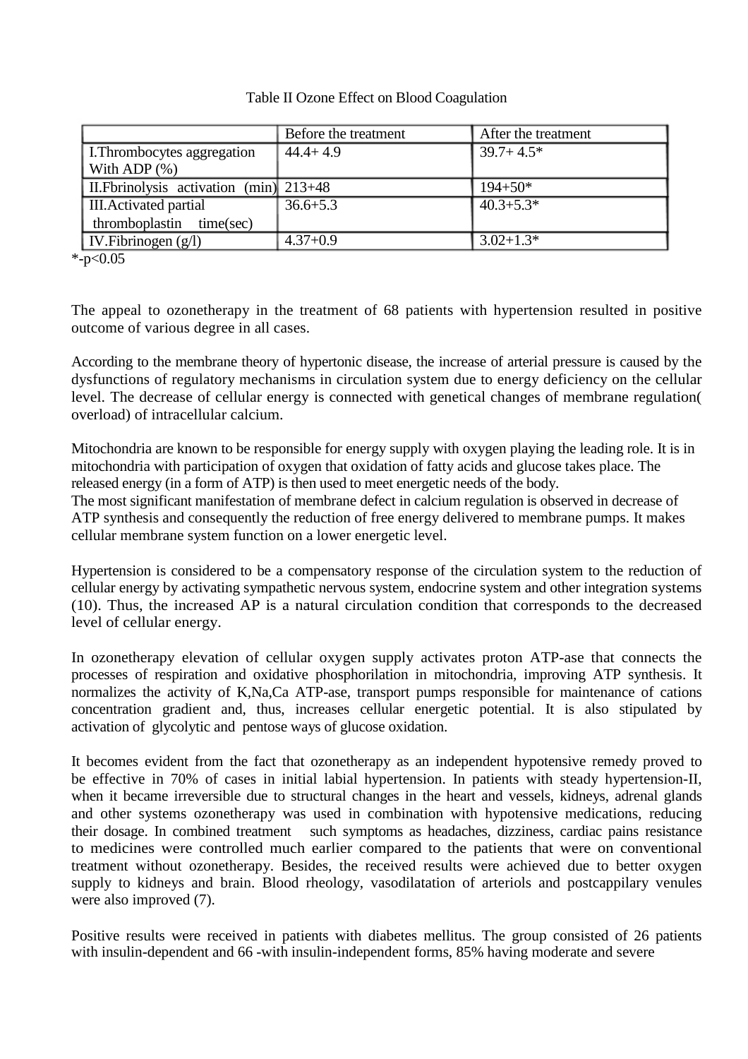Table II Ozone Effect on Blood Coagulation

| | Before the treatment | After the treatment |
|---|---|---|
| I.Thrombocytes aggregation With ADP (%) | 44.4+ 4.9 | 39.7+ 4.5* |
| II.Fbrinolysis activation (min) | 213+48 | 194+50* |
| III.Activated partial thromboplastin time(sec) | 36.6+5.3 | 40.3+5.3* |
| IV.Fibrinogen (g/l) | 4.37+0.9 | 3.02+1.3* |

*-p<0.05

The appeal to ozonetherapy in the treatment of 68 patients with hypertension resulted in positive outcome of various degree in all cases.

According to the membrane theory of hypertonic disease, the increase of arterial pressure is caused by the dysfunctions of regulatory mechanisms in circulation system due to energy deficiency on the cellular level. The decrease of cellular energy is connected with genetical changes of membrane regulation( overload) of intracellular calcium.

Mitochondria are known to be responsible for energy supply with oxygen playing the leading role. It is in mitochondria with participation of oxygen that oxidation of fatty acids and glucose takes place. The released energy (in a form of ATP) is then used to meet energetic needs of the body.
The most significant manifestation of membrane defect in calcium regulation is observed in decrease of ATP synthesis and consequently the reduction of free energy delivered to membrane pumps. It makes cellular membrane system function on a lower energetic level.

Hypertension is considered to be a compensatory response of the circulation system to the reduction of cellular energy by activating sympathetic nervous system, endocrine system and other integration systems (10). Thus, the increased AP is a natural circulation condition that corresponds to the decreased level of cellular energy.

In ozonetherapy elevation of cellular oxygen supply activates proton ATP-ase that connects the processes of respiration and oxidative phosphorilation in mitochondria, improving ATP synthesis. It normalizes the activity of K,Na,Ca ATP-ase, transport pumps responsible for maintenance of cations concentration gradient and, thus, increases cellular energetic potential. It is also stipulated by activation of glycolytic and pentose ways of glucose oxidation.

It becomes evident from the fact that ozonetherapy as an independent hypotensive remedy proved to be effective in 70% of cases in initial labial hypertension. In patients with steady hypertension-II, when it became irreversible due to structural changes in the heart and vessels, kidneys, adrenal glands and other systems ozonetherapy was used in combination with hypotensive medications, reducing their dosage. In combined treatment such symptoms as headaches, dizziness, cardiac pains resistance to medicines were controlled much earlier compared to the patients that were on conventional treatment without ozonetherapy. Besides, the received results were achieved due to better oxygen supply to kidneys and brain. Blood rheology, vasodilatation of arteriols and postcappilary venules were also improved (7).

Positive results were received in patients with diabetes mellitus. The group consisted of 26 patients with insulin-dependent and 66 -with insulin-independent forms, 85% having moderate and severe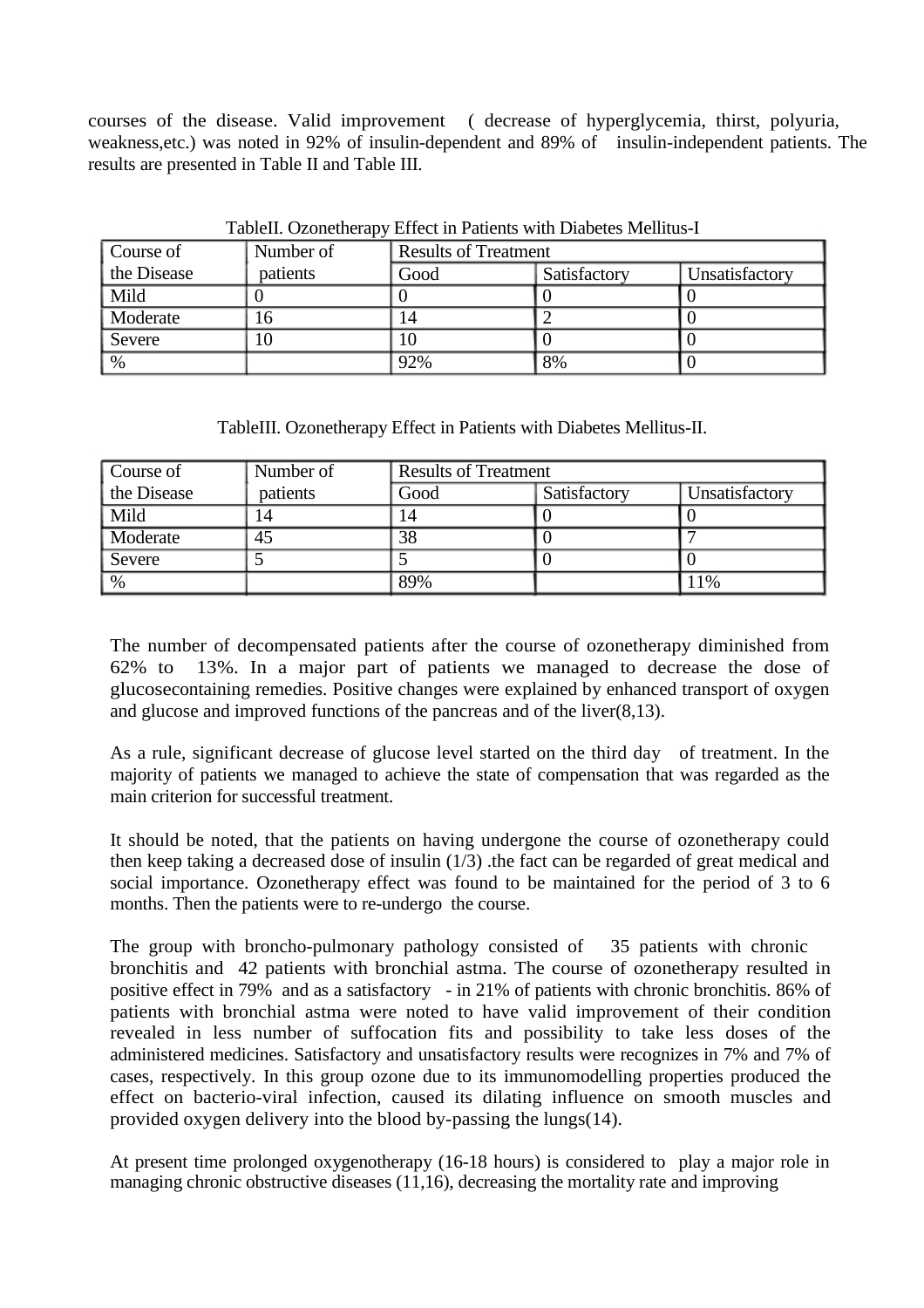courses of the disease. Valid improvement ( decrease of hyperglycemia, thirst, polyuria, weakness,etc.) was noted in 92% of insulin-dependent and 89% of insulin-independent patients. The results are presented in Table II and Table III.

TableII. Ozonetherapy Effect in Patients with Diabetes Mellitus-I

| Course of the Disease | Number of patients | Results of Treatment | | |
|---|---|---|---|---|
| | | Good | Satisfactory | Unsatisfactory |
| Mild | 0 | 0 | 0 | 0 |
| Moderate | 16 | 14 | 2 | 0 |
| Severe | 10 | 10 | 0 | 0 |
| % | | 92% | 8% | 0 |

TableIII. Ozonetherapy Effect in Patients with Diabetes Mellitus-II.

| Course of the Disease | Number of patients | Results of Treatment | | |
|---|---|---|---|---|
| | | Good | Satisfactory | Unsatisfactory |
| Mild | 14 | 14 | 0 | 0 |
| Moderate | 45 | 38 | 0 | 7 |
| Severe | 5 | 5 | 0 | 0 |
| % | | 89% | | 11% |

The number of decompensated patients after the course of ozonetherapy diminished from 62% to 13%. In a major part of patients we managed to decrease the dose of glucosecontaining remedies. Positive changes were explained by enhanced transport of oxygen and glucose and improved functions of the pancreas and of the liver(8,13).

As a rule, significant decrease of glucose level started on the third day of treatment. In the majority of patients we managed to achieve the state of compensation that was regarded as the main criterion for successful treatment.

It should be noted, that the patients on having undergone the course of ozonetherapy could then keep taking a decreased dose of insulin (1/3) .the fact can be regarded of great medical and social importance. Ozonetherapy effect was found to be maintained for the period of 3 to 6 months. Then the patients were to re-undergo the course.

The group with broncho-pulmonary pathology consisted of 35 patients with chronic bronchitis and 42 patients with bronchial astma. The course of ozonetherapy resulted in positive effect in 79% and as a satisfactory - in 21% of patients with chronic bronchitis. 86% of patients with bronchial astma were noted to have valid improvement of their condition revealed in less number of suffocation fits and possibility to take less doses of the administered medicines. Satisfactory and unsatisfactory results were recognizes in 7% and 7% of cases, respectively. In this group ozone due to its immunomodelling properties produced the effect on bacterio-viral infection, caused its dilating influence on smooth muscles and provided oxygen delivery into the blood by-passing the lungs(14).

At present time prolonged oxygenotherapy (16-18 hours) is considered to play a major role in managing chronic obstructive diseases (11,16), decreasing the mortality rate and improving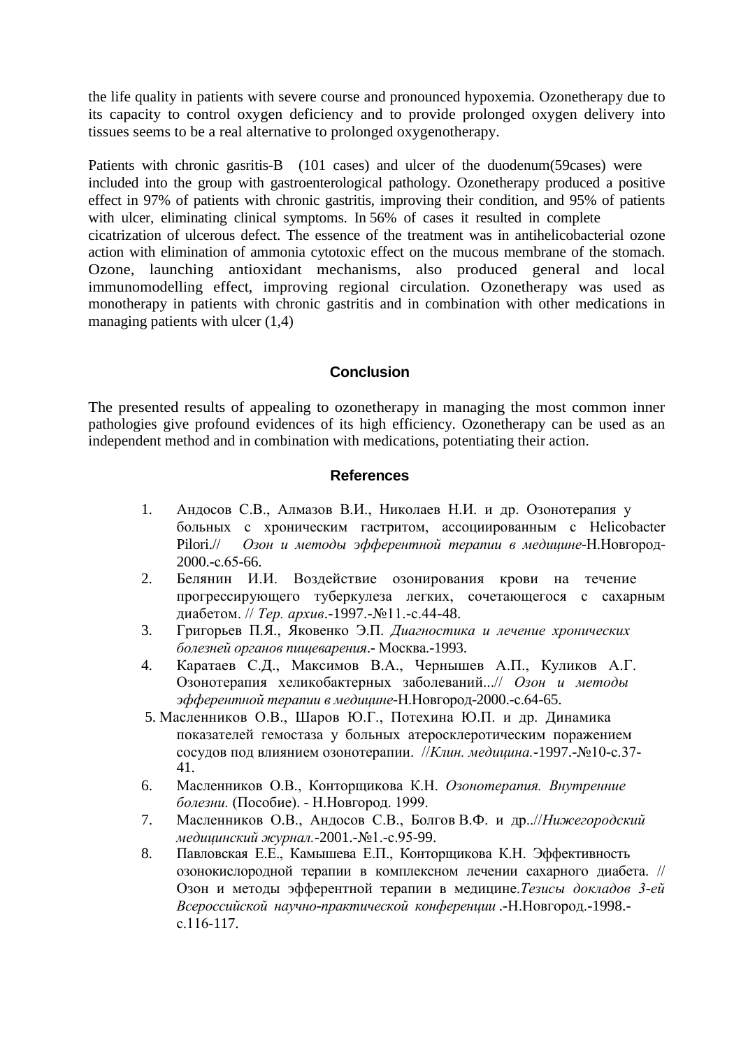the life quality in patients with severe course and pronounced hypoxemia. Ozonetherapy due to its capacity to control oxygen deficiency and to provide prolonged oxygen delivery into tissues seems to be a real alternative to prolonged oxygenotherapy.

Patients with chronic gasritis-B (101 cases) and ulcer of the duodenum(59cases) were included into the group with gastroenterological pathology. Ozonetherapy produced a positive effect in 97% of patients with chronic gastritis, improving their condition, and 95% of patients with ulcer, eliminating clinical symptoms. In 56% of cases it resulted in complete cicatrization of ulcerous defect. The essence of the treatment was in antihelicobacterial ozone action with elimination of ammonia cytotoxic effect on the mucous membrane of the stomach. Ozone, launching antioxidant mechanisms, also produced general and local immunomodelling effect, improving regional circulation. Ozonetherapy was used as monotherapy in patients with chronic gastritis and in combination with other medications in managing patients with ulcer (1,4)

## Conclusion

The presented results of appealing to ozonetherapy in managing the most common inner pathologies give profound evidences of its high efficiency. Ozonetherapy can be used as an independent method and in combination with medications, potentiating their action.

## References

1. Андосов С.В., Алмазов В.И., Николаев Н.И. и др. Озонотерапия у больных с хроническим гастритом, ассоциированным с Helicobacter Pilori.// *Озон и методы эфферентной терапии в медицине*-Н.Новгород-2000.-с.65-66.
2. Белянин И.И. Воздействие озонирования крови на течение прогрессирующего туберкулеза легких, сочетающегося с сахарным диабетом. // *Тер. архив*.-1997.-№11.-с.44-48.
3. Григорьев П.Я., Яковенко Э.П. *Диагностика и лечение хронических болезней органов пищеварения*.- Москва.-1993.
4. Каратаев С.Д., Максимов В.А., Чернышев А.П., Куликов А.Г. Озонотерапия хеликобактерных заболеваний...// *Озон и методы эфферентной терапии в медицине*-Н.Новгород-2000.-с.64-65.
5. Масленников О.В., Шаров Ю.Г., Потехина Ю.П. и др. Динамика показателей гемостаза у больных атеросклеротическим поражением сосудов под влиянием озонотерапии. //*Клин. медицина.*-1997.-№10-с.37-41.
6. Масленников О.В., Конторщикова К.Н. *Озонотерапия. Внутренние болезни.* (Пособие). - Н.Новгород. 1999.
7. Масленников О.В., Андосов С.В., Болгов В.Ф. и др..//*Нижегородский медицинский журнал.*-2001.-№1.-с.95-99.
8. Павловская Е.Е., Камышева Е.П., Конторщикова К.Н. Эффективность озонокислородной терапии в комплексном лечении сахарного диабета. // Озон и методы эфферентной терапии в медицине.*Тезисы докладов 3-ей Всероссийской научно-практической конференции* .-Н.Новгород.-1998.-с.116-117.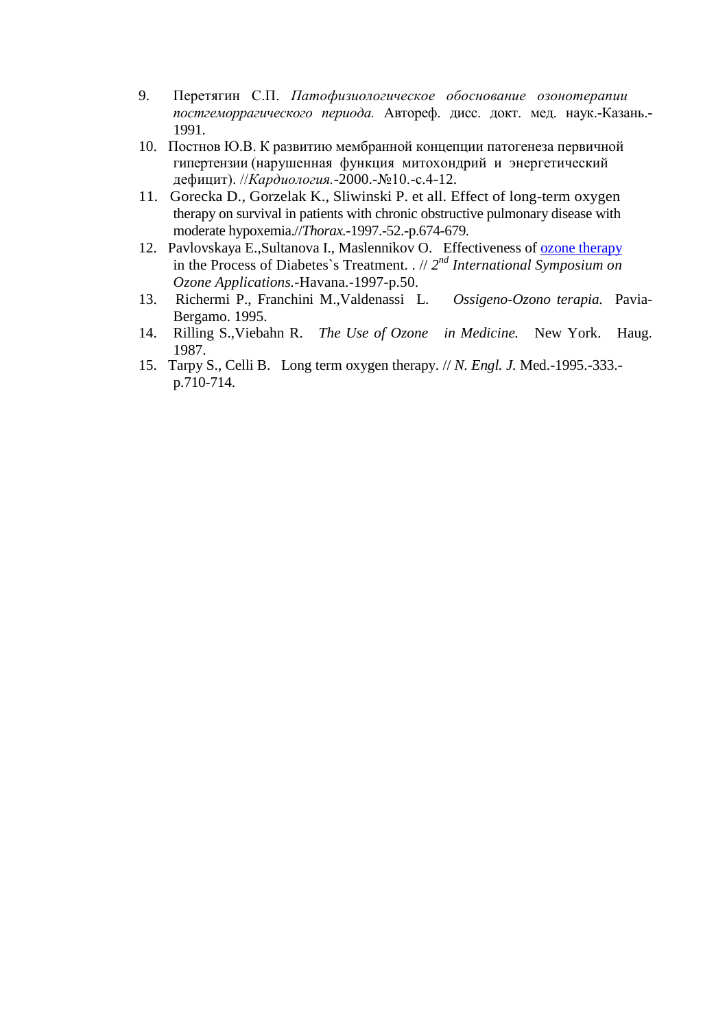9. Перетягин С.П. *Патофизиологическое обоснование озонотерапии постгеморрагического периода.* Автореф. дисс. докт. мед. наук.-Казань.-1991.
10. Постнов Ю.В. К развитию мембранной концепции патогенеза первичной гипертензии (нарушенная функция митохондрий и энергетический дефицит). //*Кардиология.*-2000.-№10.-с.4-12.
11. Gorecka D., Gorzelak K., Sliwinski P. et all. Effect of long-term oxygen therapy on survival in patients with chronic obstructive pulmonary disease with moderate hypoxemia.//*Thorax.*-1997.-52.-p.674-679.
12. Pavlovskaya E.,Sultanova I., Maslennikov O. Effectiveness of ozone therapy in the Process of Diabetes`s Treatment. . // *2nd International Symposium on Ozone Applications.*-Havana.-1997-p.50.
13. Richermi P., Franchini M.,Valdenassi L. *Ossigeno-Ozono terapia.* Pavia-Bergamo. 1995.
14. Rilling S.,Viebahn R. *The Use of Ozone in Medicine.* New York. Haug. 1987.
15. Tarpy S., Celli B. Long term oxygen therapy. // *N. Engl. J.* Med.-1995.-333.-p.710-714.